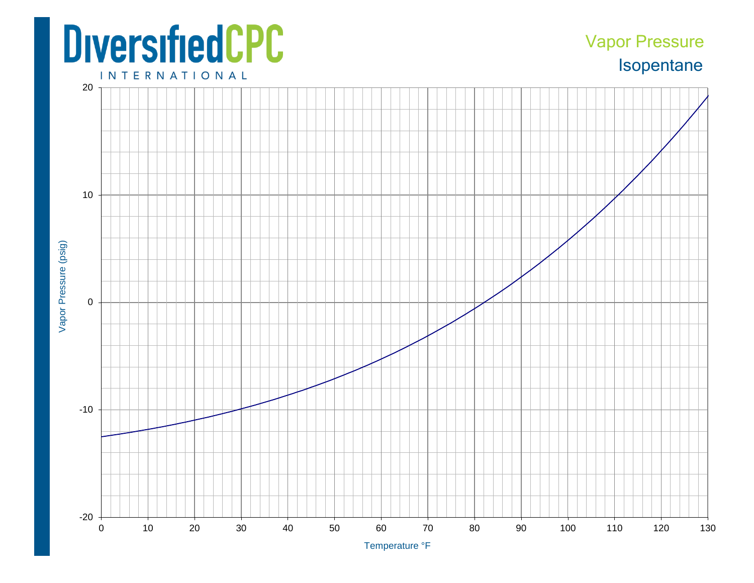DiversifiedCPC

INTERNATIONAL

# Vapor Pressure

## Isopentane

Vapor Pressure (psig)

Temperature °F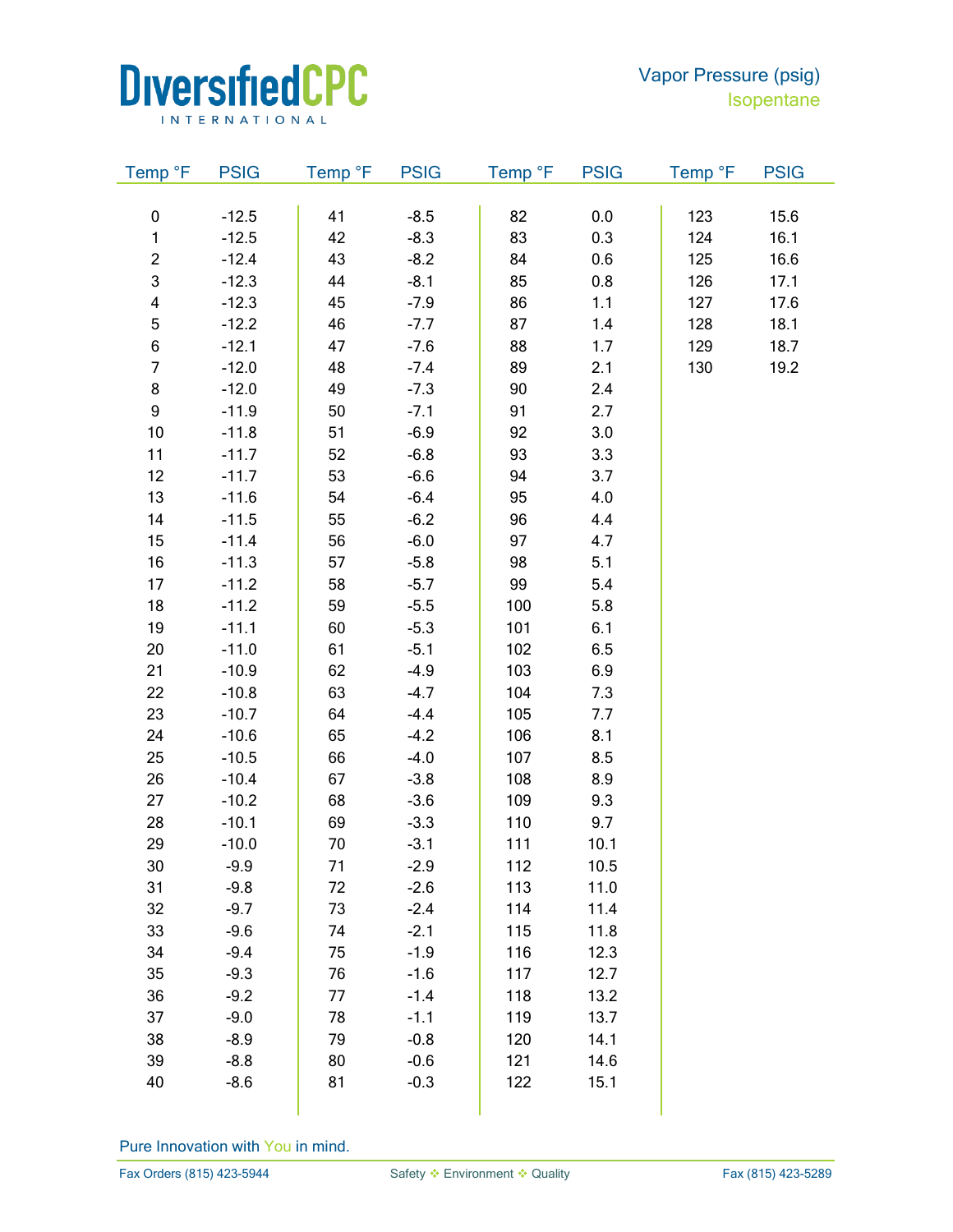DiversifiedCPC INTERNATIONAL

Vapor Pressure (psig)
Isopentane

| Temp °F | PSIG | Temp °F | PSIG | Temp °F | PSIG | Temp °F | PSIG |
|---|---|---|---|---|---|---|---|
| 0 | -12.5 | 41 | -8.5 | 82 | 0.0 | 123 | 15.6 |
| 1 | -12.5 | 42 | -8.3 | 83 | 0.3 | 124 | 16.1 |
| 2 | -12.4 | 43 | -8.2 | 84 | 0.6 | 125 | 16.6 |
| 3 | -12.3 | 44 | -8.1 | 85 | 0.8 | 126 | 17.1 |
| 4 | -12.3 | 45 | -7.9 | 86 | 1.1 | 127 | 17.6 |
| 5 | -12.2 | 46 | -7.7 | 87 | 1.4 | 128 | 18.1 |
| 6 | -12.1 | 47 | -7.6 | 88 | 1.7 | 129 | 18.7 |
| 7 | -12.0 | 48 | -7.4 | 89 | 2.1 | 130 | 19.2 |
| 8 | -12.0 | 49 | -7.3 | 90 | 2.4 | | |
| 9 | -11.9 | 50 | -7.1 | 91 | 2.7 | | |
| 10 | -11.8 | 51 | -6.9 | 92 | 3.0 | | |
| 11 | -11.7 | 52 | -6.8 | 93 | 3.3 | | |
| 12 | -11.7 | 53 | -6.6 | 94 | 3.7 | | |
| 13 | -11.6 | 54 | -6.4 | 95 | 4.0 | | |
| 14 | -11.5 | 55 | -6.2 | 96 | 4.4 | | |
| 15 | -11.4 | 56 | -6.0 | 97 | 4.7 | | |
| 16 | -11.3 | 57 | -5.8 | 98 | 5.1 | | |
| 17 | -11.2 | 58 | -5.7 | 99 | 5.4 | | |
| 18 | -11.2 | 59 | -5.5 | 100 | 5.8 | | |
| 19 | -11.1 | 60 | -5.3 | 101 | 6.1 | | |
| 20 | -11.0 | 61 | -5.1 | 102 | 6.5 | | |
| 21 | -10.9 | 62 | -4.9 | 103 | 6.9 | | |
| 22 | -10.8 | 63 | -4.7 | 104 | 7.3 | | |
| 23 | -10.7 | 64 | -4.4 | 105 | 7.7 | | |
| 24 | -10.6 | 65 | -4.2 | 106 | 8.1 | | |
| 25 | -10.5 | 66 | -4.0 | 107 | 8.5 | | |
| 26 | -10.4 | 67 | -3.8 | 108 | 8.9 | | |
| 27 | -10.2 | 68 | -3.6 | 109 | 9.3 | | |
| 28 | -10.1 | 69 | -3.3 | 110 | 9.7 | | |
| 29 | -10.0 | 70 | -3.1 | 111 | 10.1 | | |
| 30 | -9.9 | 71 | -2.9 | 112 | 10.5 | | |
| 31 | -9.8 | 72 | -2.6 | 113 | 11.0 | | |
| 32 | -9.7 | 73 | -2.4 | 114 | 11.4 | | |
| 33 | -9.6 | 74 | -2.1 | 115 | 11.8 | | |
| 34 | -9.4 | 75 | -1.9 | 116 | 12.3 | | |
| 35 | -9.3 | 76 | -1.6 | 117 | 12.7 | | |
| 36 | -9.2 | 77 | -1.4 | 118 | 13.2 | | |
| 37 | -9.0 | 78 | -1.1 | 119 | 13.7 | | |
| 38 | -8.9 | 79 | -0.8 | 120 | 14.1 | | |
| 39 | -8.8 | 80 | -0.6 | 121 | 14.6 | | |
| 40 | -8.6 | 81 | -0.3 | 122 | 15.1 | | |

Pure Innovation with You in mind.

Fax Orders (815) 423-5944 Safety ❖ Environment ❖ Quality Fax (815) 423-5289